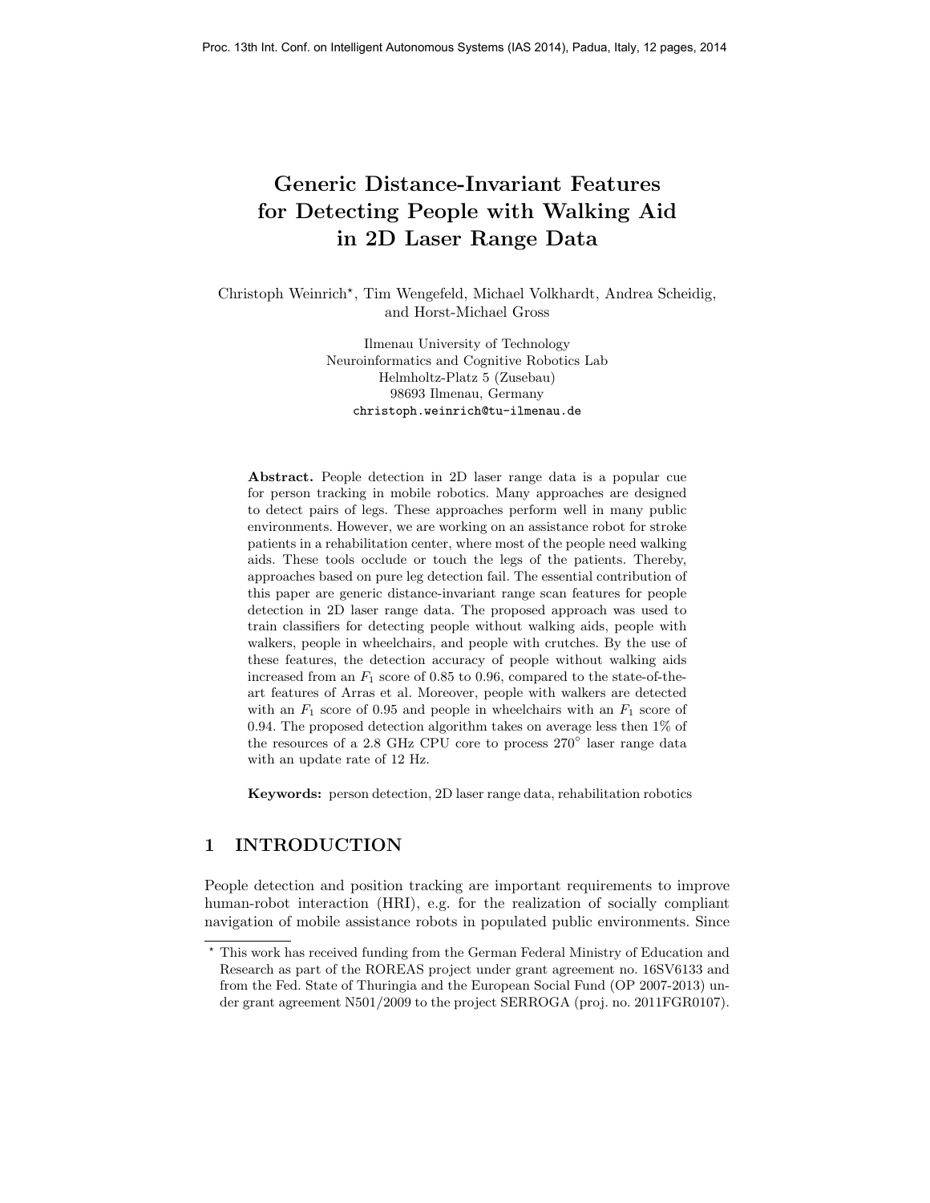# Generic Distance-Invariant Features for Detecting People with Walking Aid in 2D Laser Range Data

Christoph Weinrich*, Tim Wengefeld, Michael Volkhardt, Andrea Scheidig, and Horst-Michael Gross

Ilmenau University of Technology
Neuroinformatics and Cognitive Robotics Lab
Helmholtz-Platz 5 (Zusebau)
98693 Ilmenau, Germany
christoph.weinrich@tu-ilmenau.de

**Abstract.** People detection in 2D laser range data is a popular cue for person tracking in mobile robotics. Many approaches are designed to detect pairs of legs. These approaches perform well in many public environments. However, we are working on an assistance robot for stroke patients in a rehabilitation center, where most of the people need walking aids. These tools occlude or touch the legs of the patients. Thereby, approaches based on pure leg detection fail. The essential contribution of this paper are generic distance-invariant range scan features for people detection in 2D laser range data. The proposed approach was used to train classifiers for detecting people without walking aids, people with walkers, people in wheelchairs, and people with crutches. By the use of these features, the detection accuracy of people without walking aids increased from an $F_1$ score of 0.85 to 0.96, compared to the state-of-the-art features of Arras et al. Moreover, people with walkers are detected with an $F_1$ score of 0.95 and people in wheelchairs with an $F_1$ score of 0.94. The proposed detection algorithm takes on average less then 1% of the resources of a 2.8 GHz CPU core to process 270° laser range data with an update rate of 12 Hz.

**Keywords:** person detection, 2D laser range data, rehabilitation robotics

## 1 INTRODUCTION

People detection and position tracking are important requirements to improve human-robot interaction (HRI), e.g. for the realization of socially compliant navigation of mobile assistance robots in populated public environments. Since

* This work has received funding from the German Federal Ministry of Education and Research as part of the ROREAS project under grant agreement no. 16SV6133 and from the Fed. State of Thuringia and the European Social Fund (OP 2007-2013) under grant agreement N501/2009 to the project SERROGA (proj. no. 2011FGR0107).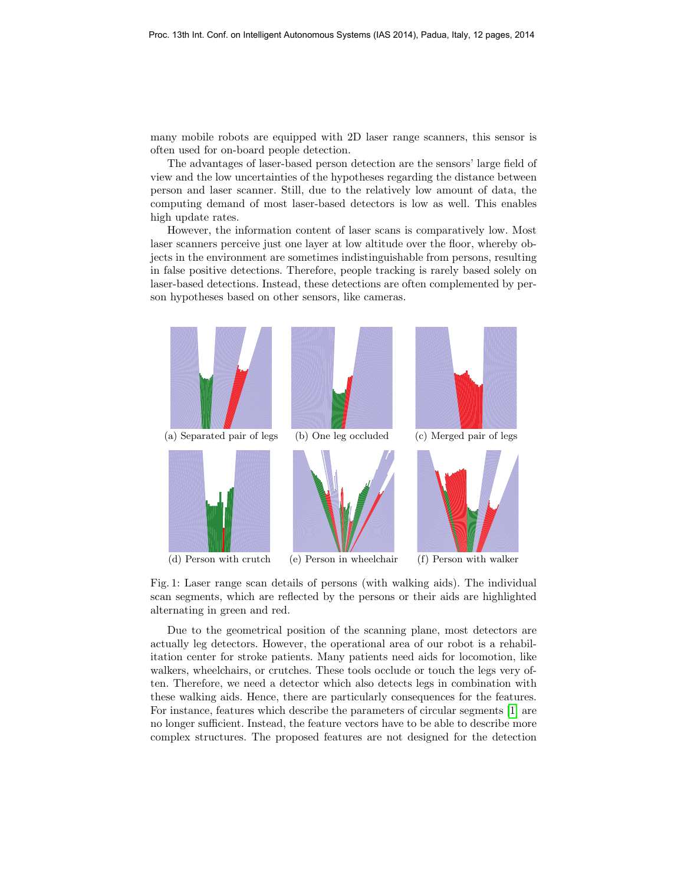many mobile robots are equipped with 2D laser range scanners, this sensor is often used for on-board people detection.

The advantages of laser-based person detection are the sensors' large field of view and the low uncertainties of the hypotheses regarding the distance between person and laser scanner. Still, due to the relatively low amount of data, the computing demand of most laser-based detectors is low as well. This enables high update rates.

However, the information content of laser scans is comparatively low. Most laser scanners perceive just one layer at low altitude over the floor, whereby objects in the environment are sometimes indistinguishable from persons, resulting in false positive detections. Therefore, people tracking is rarely based solely on laser-based detections. Instead, these detections are often complemented by person hypotheses based on other sensors, like cameras.

(a) Separated pair of legs

(b) One leg occluded

(c) Merged pair of legs

(d) Person with crutch

(e) Person in wheelchair

(f) Person with walker

Fig. 1: Laser range scan details of persons (with walking aids). The individual scan segments, which are reflected by the persons or their aids are highlighted alternating in green and red.

Due to the geometrical position of the scanning plane, most detectors are actually leg detectors. However, the operational area of our robot is a rehabilitation center for stroke patients. Many patients need aids for locomotion, like walkers, wheelchairs, or crutches. These tools occlude or touch the legs very often. Therefore, we need a detector which also detects legs in combination with these walking aids. Hence, there are particularly consequences for the features. For instance, features which describe the parameters of circular segments [1] are no longer sufficient. Instead, the feature vectors have to be able to describe more complex structures. The proposed features are not designed for the detection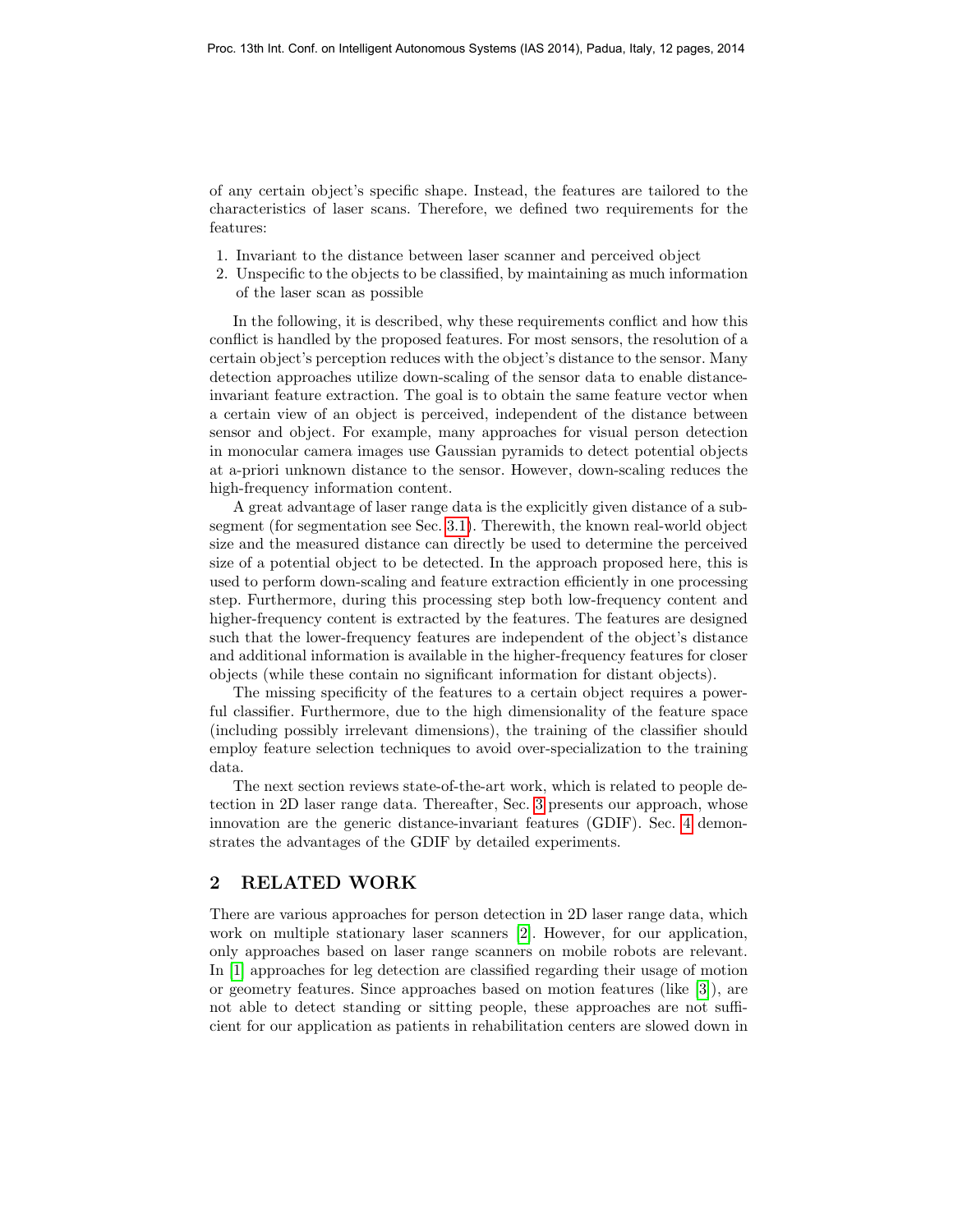of any certain object's specific shape. Instead, the features are tailored to the characteristics of laser scans. Therefore, we defined two requirements for the features:

1. Invariant to the distance between laser scanner and perceived object
2. Unspecific to the objects to be classified, by maintaining as much information of the laser scan as possible

In the following, it is described, why these requirements conflict and how this conflict is handled by the proposed features. For most sensors, the resolution of a certain object's perception reduces with the object's distance to the sensor. Many detection approaches utilize down-scaling of the sensor data to enable distance-invariant feature extraction. The goal is to obtain the same feature vector when a certain view of an object is perceived, independent of the distance between sensor and object. For example, many approaches for visual person detection in monocular camera images use Gaussian pyramids to detect potential objects at a-priori unknown distance to the sensor. However, down-scaling reduces the high-frequency information content.

A great advantage of laser range data is the explicitly given distance of a subsegment (for segmentation see Sec. 3.1). Therewith, the known real-world object size and the measured distance can directly be used to determine the perceived size of a potential object to be detected. In the approach proposed here, this is used to perform down-scaling and feature extraction efficiently in one processing step. Furthermore, during this processing step both low-frequency content and higher-frequency content is extracted by the features. The features are designed such that the lower-frequency features are independent of the object's distance and additional information is available in the higher-frequency features for closer objects (while these contain no significant information for distant objects).

The missing specificity of the features to a certain object requires a powerful classifier. Furthermore, due to the high dimensionality of the feature space (including possibly irrelevant dimensions), the training of the classifier should employ feature selection techniques to avoid over-specialization to the training data.

The next section reviews state-of-the-art work, which is related to people detection in 2D laser range data. Thereafter, Sec. 3 presents our approach, whose innovation are the generic distance-invariant features (GDIF). Sec. 4 demonstrates the advantages of the GDIF by detailed experiments.

## 2 RELATED WORK

There are various approaches for person detection in 2D laser range data, which work on multiple stationary laser scanners [2]. However, for our application, only approaches based on laser range scanners on mobile robots are relevant. In [1] approaches for leg detection are classified regarding their usage of motion or geometry features. Since approaches based on motion features (like [3]), are not able to detect standing or sitting people, these approaches are not sufficient for our application as patients in rehabilitation centers are slowed down in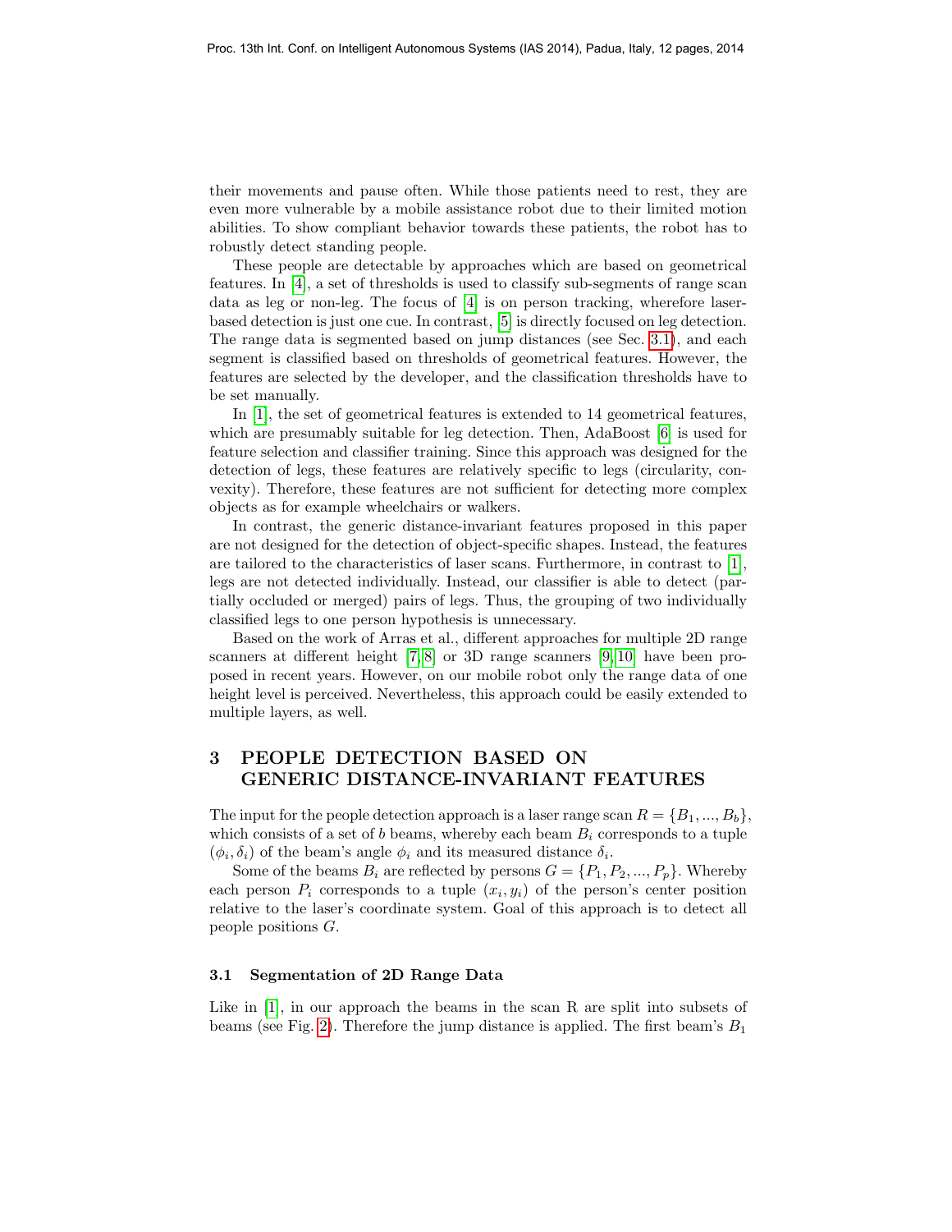their movements and pause often. While those patients need to rest, they are even more vulnerable by a mobile assistance robot due to their limited motion abilities. To show compliant behavior towards these patients, the robot has to robustly detect standing people.

These people are detectable by approaches which are based on geometrical features. In [4], a set of thresholds is used to classify sub-segments of range scan data as leg or non-leg. The focus of [4] is on person tracking, wherefore laser-based detection is just one cue. In contrast, [5] is directly focused on leg detection. The range data is segmented based on jump distances (see Sec. 3.1), and each segment is classified based on thresholds of geometrical features. However, the features are selected by the developer, and the classification thresholds have to be set manually.

In [1], the set of geometrical features is extended to 14 geometrical features, which are presumably suitable for leg detection. Then, AdaBoost [6] is used for feature selection and classifier training. Since this approach was designed for the detection of legs, these features are relatively specific to legs (circularity, convexity). Therefore, these features are not sufficient for detecting more complex objects as for example wheelchairs or walkers.

In contrast, the generic distance-invariant features proposed in this paper are not designed for the detection of object-specific shapes. Instead, the features are tailored to the characteristics of laser scans. Furthermore, in contrast to [1], legs are not detected individually. Instead, our classifier is able to detect (partially occluded or merged) pairs of legs. Thus, the grouping of two individually classified legs to one person hypothesis is unnecessary.

Based on the work of Arras et al., different approaches for multiple 2D range scanners at different height [7,8] or 3D range scanners [9,10] have been proposed in recent years. However, on our mobile robot only the range data of one height level is perceived. Nevertheless, this approach could be easily extended to multiple layers, as well.

## 3 PEOPLE DETECTION BASED ON GENERIC DISTANCE-INVARIANT FEATURES

The input for the people detection approach is a laser range scan $R = \{B_1, ..., B_b\}$, which consists of a set of $b$ beams, whereby each beam $B_i$ corresponds to a tuple $(\phi_i, \delta_i)$ of the beam's angle $\phi_i$ and its measured distance $\delta_i$.

Some of the beams $B_i$ are reflected by persons $G = \{P_1, P_2, ..., P_p\}$. Whereby each person $P_i$ corresponds to a tuple $(x_i, y_i)$ of the person's center position relative to the laser's coordinate system. Goal of this approach is to detect all people positions $G$.

### 3.1 Segmentation of 2D Range Data

Like in [1], in our approach the beams in the scan R are split into subsets of beams (see Fig. 2). Therefore the jump distance is applied. The first beam's $B_1$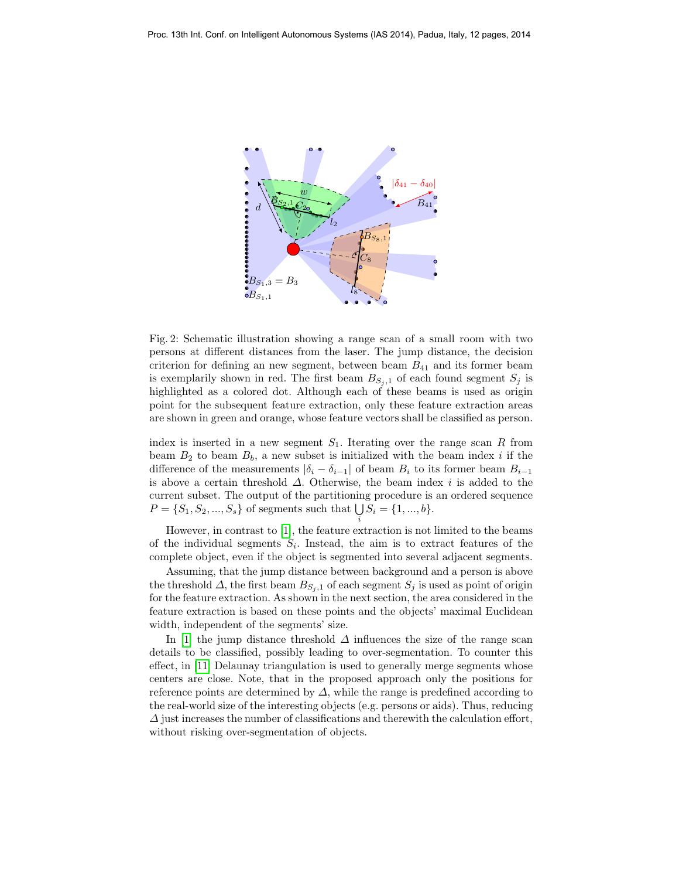$|\delta_{41} - \delta_{40}|$

$w$

$d$

$B_{S_2,1}$

$C_2$

$l_2$

$B_{41}$

$B_{S_8,1}$

$C_8$

$l_8$

$B_{S_1,3} = B_3$

$B_{S_1,1}$

Fig. 2: Schematic illustration showing a range scan of a small room with two persons at different distances from the laser. The jump distance, the decision criterion for defining an new segment, between beam $B_{41}$ and its former beam is exemplarily shown in red. The first beam $B_{S_j,1}$ of each found segment $S_j$ is highlighted as a colored dot. Although each of these beams is used as origin point for the subsequent feature extraction, only these feature extraction areas are shown in green and orange, whose feature vectors shall be classified as person.

index is inserted in a new segment $S_1$. Iterating over the range scan $R$ from beam $B_2$ to beam $B_b$, a new subset is initialized with the beam index $i$ if the difference of the measurements $|\delta_i - \delta_{i-1}|$ of beam $B_i$ to its former beam $B_{i-1}$ is above a certain threshold $\Delta$. Otherwise, the beam index $i$ is added to the current subset. The output of the partitioning procedure is an ordered sequence $P = \{S_1, S_2, ..., S_s\}$ of segments such that $\bigcup_i S_i = \{1, ..., b\}$.

However, in contrast to [1], the feature extraction is not limited to the beams of the individual segments $S_i$. Instead, the aim is to extract features of the complete object, even if the object is segmented into several adjacent segments.

Assuming, that the jump distance between background and a person is above the threshold $\Delta$, the first beam $B_{S_j,1}$ of each segment $S_j$ is used as point of origin for the feature extraction. As shown in the next section, the area considered in the feature extraction is based on these points and the objects' maximal Euclidean width, independent of the segments' size.

In [1] the jump distance threshold $\Delta$ influences the size of the range scan details to be classified, possibly leading to over-segmentation. To counter this effect, in [11] Delaunay triangulation is used to generally merge segments whose centers are close. Note, that in the proposed approach only the positions for reference points are determined by $\Delta$, while the range is predefined according to the real-world size of the interesting objects (e.g. persons or aids). Thus, reducing $\Delta$ just increases the number of classifications and therewith the calculation effort, without risking over-segmentation of objects.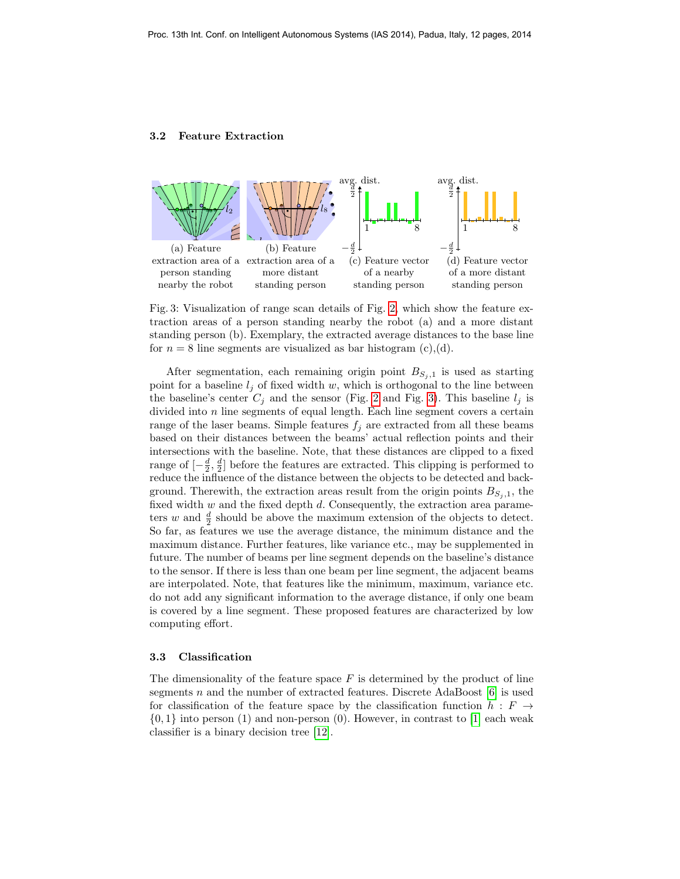### 3.2 Feature Extraction

avg. dist.

$\frac{d}{2}$

1

8

$-\frac{d}{2}$

(a) Feature extraction area of a person standing nearby the robot

(b) Feature extraction area of a more distant standing person

(c) Feature vector of a nearby standing person

(d) Feature vector of a more distant standing person

Fig. 3: Visualization of range scan details of Fig. 2, which show the feature extraction areas of a person standing nearby the robot (a) and a more distant standing person (b). Exemplary, the extracted average distances to the base line for $n = 8$ line segments are visualized as bar histogram (c),(d).

After segmentation, each remaining origin point $B_{S_j,1}$ is used as starting point for a baseline $l_j$ of fixed width $w$, which is orthogonal to the line between the baseline's center $C_j$ and the sensor (Fig. 2 and Fig. 3). This baseline $l_j$ is divided into $n$ line segments of equal length. Each line segment covers a certain range of the laser beams. Simple features $f_j$ are extracted from all these beams based on their distances between the beams' actual reflection points and their intersections with the baseline. Note, that these distances are clipped to a fixed range of $[-\frac{d}{2}, \frac{d}{2}]$ before the features are extracted. This clipping is performed to reduce the influence of the distance between the objects to be detected and background. Therewith, the extraction areas result from the origin points $B_{S_j,1}$, the fixed width $w$ and the fixed depth $d$. Consequently, the extraction area parameters $w$ and $\frac{d}{2}$ should be above the maximum extension of the objects to detect. So far, as features we use the average distance, the minimum distance and the maximum distance. Further features, like variance etc., may be supplemented in future. The number of beams per line segment depends on the baseline's distance to the sensor. If there is less than one beam per line segment, the adjacent beams are interpolated. Note, that features like the minimum, maximum, variance etc. do not add any significant information to the average distance, if only one beam is covered by a line segment. These proposed features are characterized by low computing effort.

### 3.3 Classification

The dimensionality of the feature space $F$ is determined by the product of line segments $n$ and the number of extracted features. Discrete AdaBoost [6] is used for classification of the feature space by the classification function $h : F \to \{0, 1\}$ into person (1) and non-person (0). However, in contrast to [1] each weak classifier is a binary decision tree [12].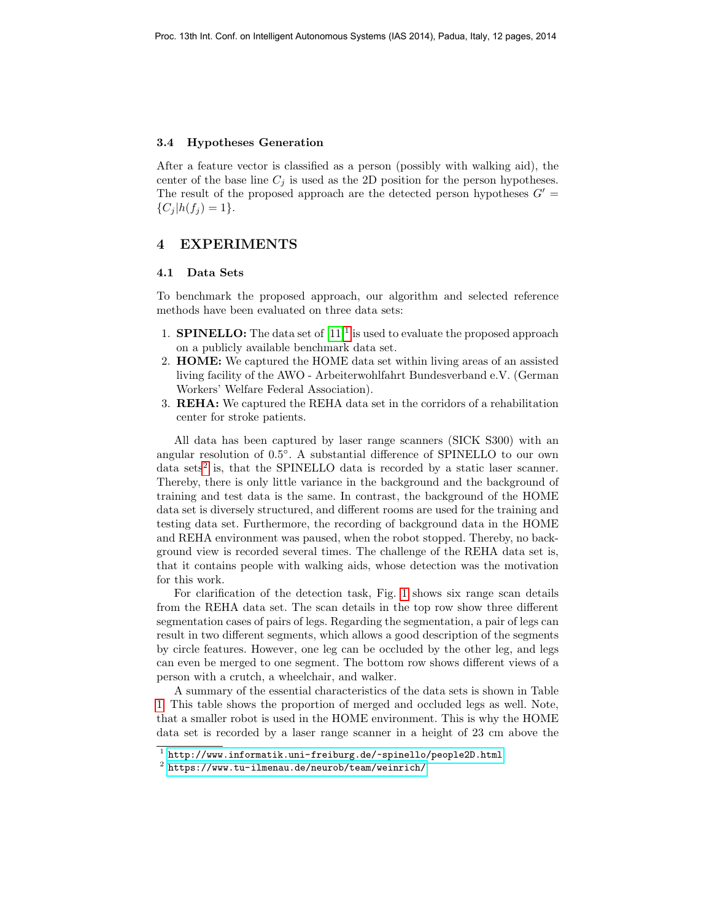### 3.4 Hypotheses Generation

After a feature vector is classified as a person (possibly with walking aid), the center of the base line $C_j$ is used as the 2D position for the person hypotheses. The result of the proposed approach are the detected person hypotheses $G' = \{C_j | h(f_j) = 1\}$.

## 4 EXPERIMENTS

### 4.1 Data Sets

To benchmark the proposed approach, our algorithm and selected reference methods have been evaluated on three data sets:

1. **SPINELLO:** The data set of [11][1] is used to evaluate the proposed approach on a publicly available benchmark data set.
2. **HOME:** We captured the HOME data set within living areas of an assisted living facility of the AWO - Arbeiterwohlfahrt Bundesverband e.V. (German Workers' Welfare Federal Association).
3. **REHA:** We captured the REHA data set in the corridors of a rehabilitation center for stroke patients.

All data has been captured by laser range scanners (SICK S300) with an angular resolution of 0.5°. A substantial difference of SPINELLO to our own data sets[2] is, that the SPINELLO data is recorded by a static laser scanner. Thereby, there is only little variance in the background and the background of training and test data is the same. In contrast, the background of the HOME data set is diversely structured, and different rooms are used for the training and testing data set. Furthermore, the recording of background data in the HOME and REHA environment was paused, when the robot stopped. Thereby, no background view is recorded several times. The challenge of the REHA data set is, that it contains people with walking aids, whose detection was the motivation for this work.

For clarification of the detection task, Fig. 1 shows six range scan details from the REHA data set. The scan details in the top row show three different segmentation cases of pairs of legs. Regarding the segmentation, a pair of legs can result in two different segments, which allows a good description of the segments by circle features. However, one leg can be occluded by the other leg, and legs can even be merged to one segment. The bottom row shows different views of a person with a crutch, a wheelchair, and walker.

A summary of the essential characteristics of the data sets is shown in Table 1. This table shows the proportion of merged and occluded legs as well. Note, that a smaller robot is used in the HOME environment. This is why the HOME data set is recorded by a laser range scanner in a height of 23 cm above the

[1] http://www.informatik.uni-freiburg.de/~spinello/people2D.html

[2] https://www.tu-ilmenau.de/neurob/team/weinrich/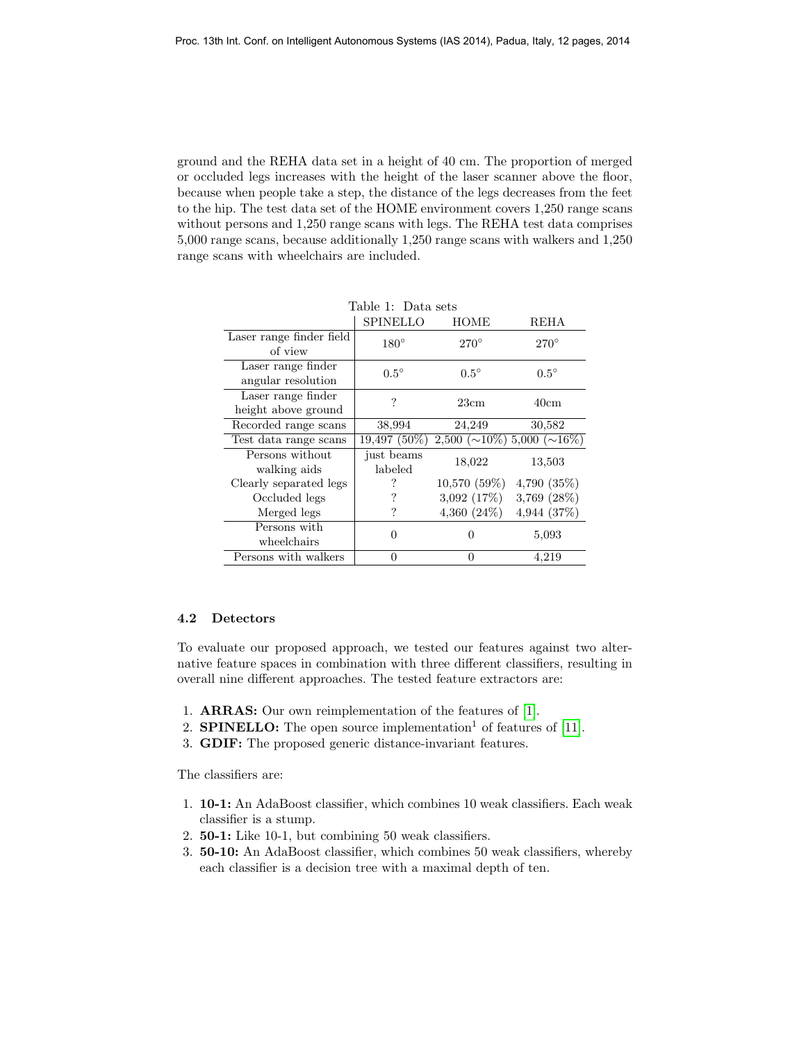ground and the REHA data set in a height of 40 cm. The proportion of merged or occluded legs increases with the height of the laser scanner above the floor, because when people take a step, the distance of the legs decreases from the feet to the hip. The test data set of the HOME environment covers 1,250 range scans without persons and 1,250 range scans with legs. The REHA test data comprises 5,000 range scans, because additionally 1,250 range scans with walkers and 1,250 range scans with wheelchairs are included.

Table 1: Data sets

| | SPINELLO | HOME | REHA |
|---|---|---|---|
| Laser range finder field of view | 180° | 270° | 270° |
| Laser range finder angular resolution | 0.5° | 0.5° | 0.5° |
| Laser range finder height above ground | ? | 23cm | 40cm |
| Recorded range scans | 38,994 | 24,249 | 30,582 |
| Test data range scans | 19,497 (50%) | 2,500 (∼10%) | 5,000 (∼16%) |
| Persons without walking aids | just beams labeled | 18,022 | 13,503 |
| Clearly separated legs | ? | 10,570 (59%) | 4,790 (35%) |
| Occluded legs | ? | 3,092 (17%) | 3,769 (28%) |
| Merged legs | ? | 4,360 (24%) | 4,944 (37%) |
| Persons with wheelchairs | 0 | 0 | 5,093 |
| Persons with walkers | 0 | 0 | 4,219 |

### 4.2 Detectors

To evaluate our proposed approach, we tested our features against two alternative feature spaces in combination with three different classifiers, resulting in overall nine different approaches. The tested feature extractors are:

1. **ARRAS:** Our own reimplementation of the features of [1].
2. **SPINELLO:** The open source implementation[1] of features of [11].
3. **GDIF:** The proposed generic distance-invariant features.

The classifiers are:

1. **10-1:** An AdaBoost classifier, which combines 10 weak classifiers. Each weak classifier is a stump.
2. **50-1:** Like 10-1, but combining 50 weak classifiers.
3. **50-10:** An AdaBoost classifier, which combines 50 weak classifiers, whereby each classifier is a decision tree with a maximal depth of ten.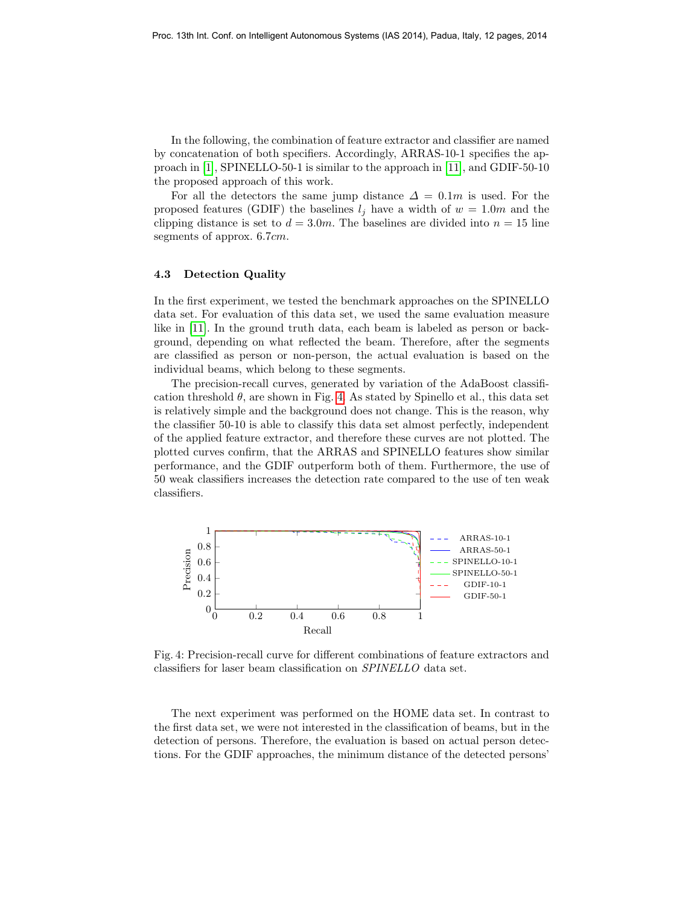In the following, the combination of feature extractor and classifier are named by concatenation of both specifiers. Accordingly, ARRAS-10-1 specifies the approach in [1], SPINELLO-50-1 is similar to the approach in [11], and GDIF-50-10 the proposed approach of this work.

For all the detectors the same jump distance $\Delta = 0.1m$ is used. For the proposed features (GDIF) the baselines $l_j$ have a width of $w = 1.0m$ and the clipping distance is set to $d = 3.0m$. The baselines are divided into $n = 15$ line segments of approx. $6.7cm$.

### 4.3 Detection Quality

In the first experiment, we tested the benchmark approaches on the SPINELLO data set. For evaluation of this data set, we used the same evaluation measure like in [11]. In the ground truth data, each beam is labeled as person or background, depending on what reflected the beam. Therefore, after the segments are classified as person or non-person, the actual evaluation is based on the individual beams, which belong to these segments.

The precision-recall curves, generated by variation of the AdaBoost classification threshold $\theta$, are shown in Fig. 4. As stated by Spinello et al., this data set is relatively simple and the background does not change. This is the reason, why the classifier 50-10 is able to classify this data set almost perfectly, independent of the applied feature extractor, and therefore these curves are not plotted. The plotted curves confirm, that the ARRAS and SPINELLO features show similar performance, and the GDIF outperform both of them. Furthermore, the use of 50 weak classifiers increases the detection rate compared to the use of ten weak classifiers.

Precision
1
0.8
0.6
0.4
0.2
0
0
0.2
0.4
0.6
0.8
1
Recall
ARRAS-10-1
ARRAS-50-1
SPINELLO-10-1
SPINELLO-50-1
GDIF-10-1
GDIF-50-1

Fig. 4: Precision-recall curve for different combinations of feature extractors and classifiers for laser beam classification on *SPINELLO* data set.

The next experiment was performed on the HOME data set. In contrast to the first data set, we were not interested in the classification of beams, but in the detection of persons. Therefore, the evaluation is based on actual person detections. For the GDIF approaches, the minimum distance of the detected persons'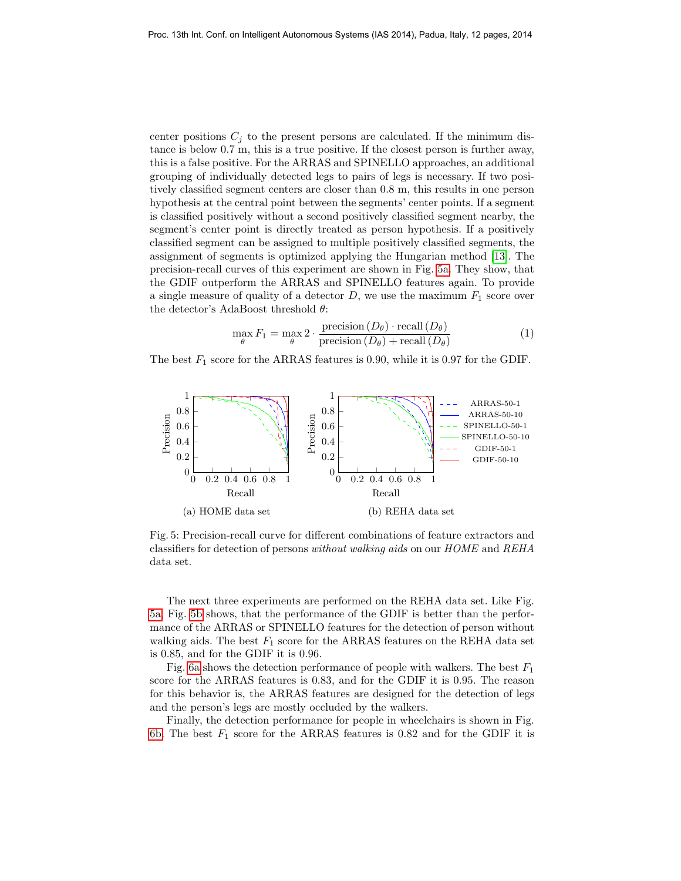center positions $C_j$ to the present persons are calculated. If the minimum distance is below 0.7 m, this is a true positive. If the closest person is further away, this is a false positive. For the ARRAS and SPINELLO approaches, an additional grouping of individually detected legs to pairs of legs is necessary. If two positively classified segment centers are closer than 0.8 m, this results in one person hypothesis at the central point between the segments' center points. If a segment is classified positively without a second positively classified segment nearby, the segment's center point is directly treated as person hypothesis. If a positively classified segment can be assigned to multiple positively classified segments, the assignment of segments is optimized applying the Hungarian method [13]. The precision-recall curves of this experiment are shown in Fig. 5a. They show, that the GDIF outperform the ARRAS and SPINELLO features again. To provide a single measure of quality of a detector $D$, we use the maximum $F_1$ score over the detector's AdaBoost threshold $\theta$:

$$\max_{\theta} F_1 = \max_{\theta} 2 \cdot \frac{\text{precision}\,(D_\theta) \cdot \text{recall}\,(D_\theta)}{\text{precision}\,(D_\theta) + \text{recall}\,(D_\theta)} \tag{1}$$

The best $F_1$ score for the ARRAS features is 0.90, while it is 0.97 for the GDIF.

Precision
1
0.8
0.6
0.4
0.2
0
0 0.2 0.4 0.6 0.8 1
Recall

(a) HOME data set

Precision
1
0.8
0.6
0.4
0.2
0
0 0.2 0.4 0.6 0.8 1
Recall

(b) REHA data set

ARRAS-50-1
ARRAS-50-10
SPINELLO-50-1
SPINELLO-50-10
GDIF-50-1
GDIF-50-10

Fig. 5: Precision-recall curve for different combinations of feature extractors and classifiers for detection of persons *without walking aids* on our *HOME* and *REHA* data set.

The next three experiments are performed on the REHA data set. Like Fig. 5a, Fig. 5b shows, that the performance of the GDIF is better than the performance of the ARRAS or SPINELLO features for the detection of person without walking aids. The best $F_1$ score for the ARRAS features on the REHA data set is 0.85, and for the GDIF it is 0.96.

Fig. 6a shows the detection performance of people with walkers. The best $F_1$ score for the ARRAS features is 0.83, and for the GDIF it is 0.95. The reason for this behavior is, the ARRAS features are designed for the detection of legs and the person's legs are mostly occluded by the walkers.

Finally, the detection performance for people in wheelchairs is shown in Fig. 6b. The best $F_1$ score for the ARRAS features is 0.82 and for the GDIF it is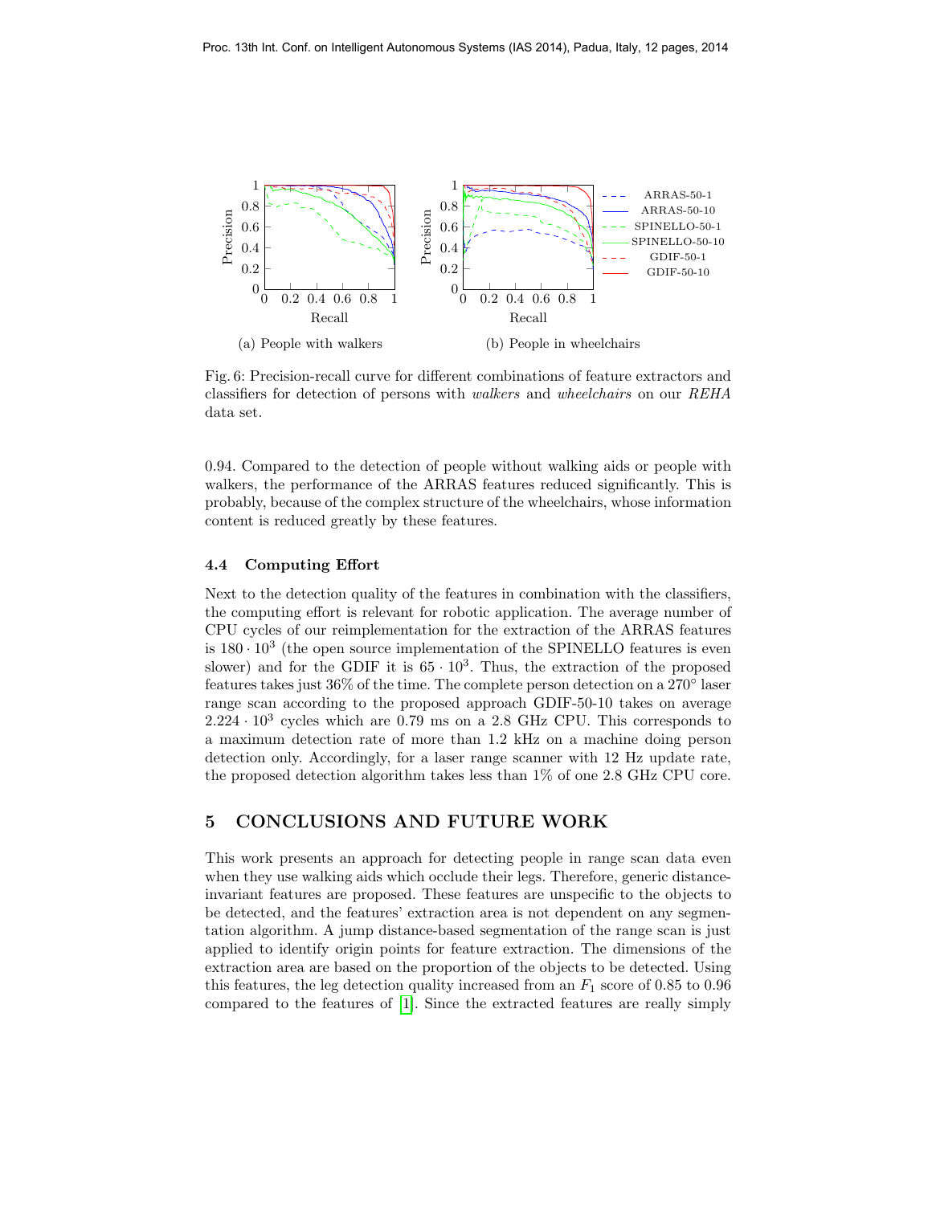1
0.8
0.6
0.4
0.2
0
0 0.2 0.4 0.6 0.8 1
Recall
Precision

(a) People with walkers

1
0.8
0.6
0.4
0.2
0
0 0.2 0.4 0.6 0.8 1
Recall
Precision

(b) People in wheelchairs

ARRAS-50-1
ARRAS-50-10
SPINELLO-50-1
SPINELLO-50-10
GDIF-50-1
GDIF-50-10

Fig. 6: Precision-recall curve for different combinations of feature extractors and classifiers for detection of persons with *walkers* and *wheelchairs* on our *REHA* data set.

0.94. Compared to the detection of people without walking aids or people with walkers, the performance of the ARRAS features reduced significantly. This is probably, because of the complex structure of the wheelchairs, whose information content is reduced greatly by these features.

### 4.4 Computing Effort

Next to the detection quality of the features in combination with the classifiers, the computing effort is relevant for robotic application. The average number of CPU cycles of our reimplementation for the extraction of the ARRAS features is $180 \cdot 10^3$ (the open source implementation of the SPINELLO features is even slower) and for the GDIF it is $65 \cdot 10^3$. Thus, the extraction of the proposed features takes just 36% of the time. The complete person detection on a 270° laser range scan according to the proposed approach GDIF-50-10 takes on average $2.224 \cdot 10^3$ cycles which are 0.79 ms on a 2.8 GHz CPU. This corresponds to a maximum detection rate of more than 1.2 kHz on a machine doing person detection only. Accordingly, for a laser range scanner with 12 Hz update rate, the proposed detection algorithm takes less than 1% of one 2.8 GHz CPU core.

## 5 CONCLUSIONS AND FUTURE WORK

This work presents an approach for detecting people in range scan data even when they use walking aids which occlude their legs. Therefore, generic distance-invariant features are proposed. These features are unspecific to the objects to be detected, and the features' extraction area is not dependent on any segmentation algorithm. A jump distance-based segmentation of the range scan is just applied to identify origin points for feature extraction. The dimensions of the extraction area are based on the proportion of the objects to be detected. Using this features, the leg detection quality increased from an $F_1$ score of 0.85 to 0.96 compared to the features of [1]. Since the extracted features are really simply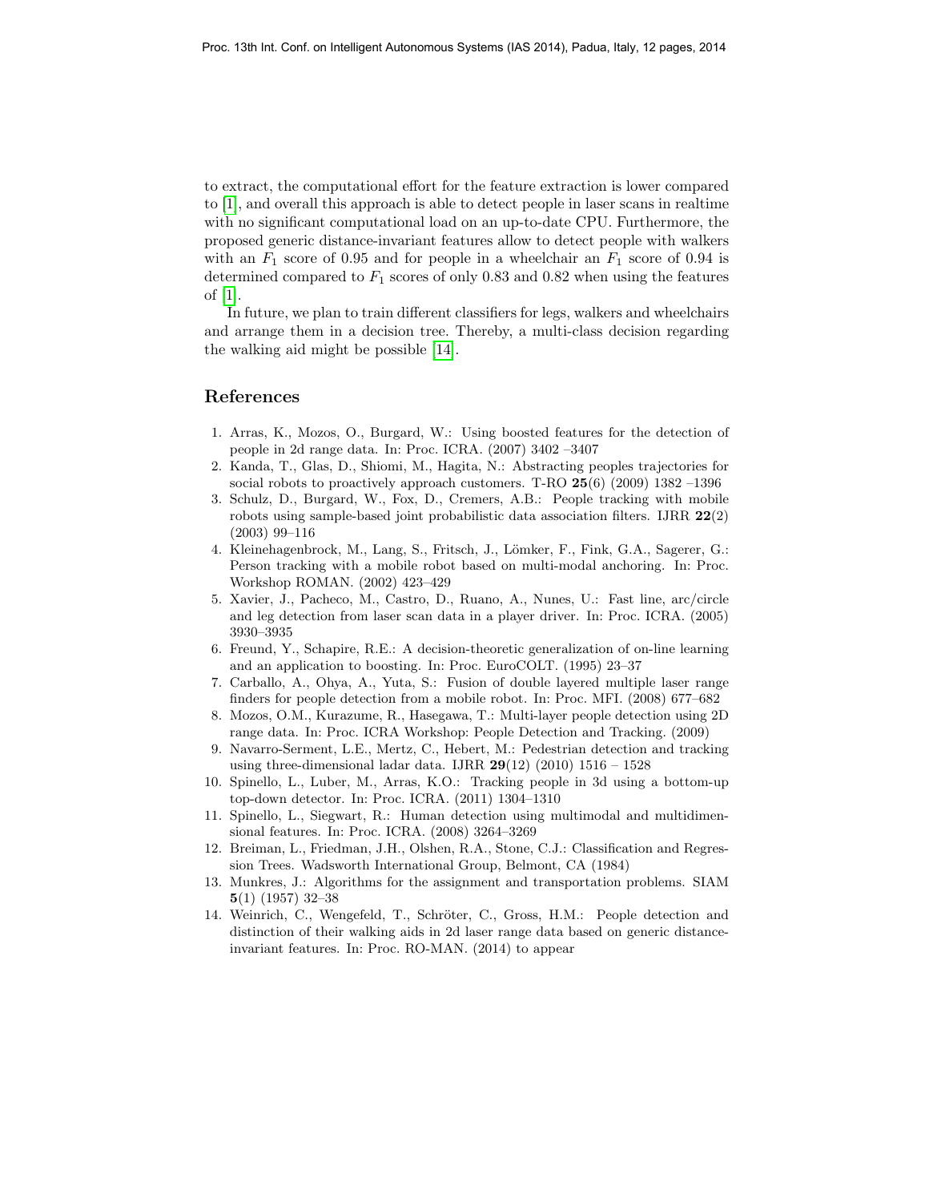to extract, the computational effort for the feature extraction is lower compared to [1], and overall this approach is able to detect people in laser scans in realtime with no significant computational load on an up-to-date CPU. Furthermore, the proposed generic distance-invariant features allow to detect people with walkers with an $F_1$ score of 0.95 and for people in a wheelchair an $F_1$ score of 0.94 is determined compared to $F_1$ scores of only 0.83 and 0.82 when using the features of [1].

In future, we plan to train different classifiers for legs, walkers and wheelchairs and arrange them in a decision tree. Thereby, a multi-class decision regarding the walking aid might be possible [14].

## References

1. Arras, K., Mozos, O., Burgard, W.: Using boosted features for the detection of people in 2d range data. In: Proc. ICRA. (2007) 3402 –3407
2. Kanda, T., Glas, D., Shiomi, M., Hagita, N.: Abstracting peoples trajectories for social robots to proactively approach customers. T-RO **25**(6) (2009) 1382 –1396
3. Schulz, D., Burgard, W., Fox, D., Cremers, A.B.: People tracking with mobile robots using sample-based joint probabilistic data association filters. IJRR **22**(2) (2003) 99–116
4. Kleinehagenbrock, M., Lang, S., Fritsch, J., Lömker, F., Fink, G.A., Sagerer, G.: Person tracking with a mobile robot based on multi-modal anchoring. In: Proc. Workshop ROMAN. (2002) 423–429
5. Xavier, J., Pacheco, M., Castro, D., Ruano, A., Nunes, U.: Fast line, arc/circle and leg detection from laser scan data in a player driver. In: Proc. ICRA. (2005) 3930–3935
6. Freund, Y., Schapire, R.E.: A decision-theoretic generalization of on-line learning and an application to boosting. In: Proc. EuroCOLT. (1995) 23–37
7. Carballo, A., Ohya, A., Yuta, S.: Fusion of double layered multiple laser range finders for people detection from a mobile robot. In: Proc. MFI. (2008) 677–682
8. Mozos, O.M., Kurazume, R., Hasegawa, T.: Multi-layer people detection using 2D range data. In: Proc. ICRA Workshop: People Detection and Tracking. (2009)
9. Navarro-Serment, L.E., Mertz, C., Hebert, M.: Pedestrian detection and tracking using three-dimensional ladar data. IJRR **29**(12) (2010) 1516 – 1528
10. Spinello, L., Luber, M., Arras, K.O.: Tracking people in 3d using a bottom-up top-down detector. In: Proc. ICRA. (2011) 1304–1310
11. Spinello, L., Siegwart, R.: Human detection using multimodal and multidimensional features. In: Proc. ICRA. (2008) 3264–3269
12. Breiman, L., Friedman, J.H., Olshen, R.A., Stone, C.J.: Classification and Regression Trees. Wadsworth International Group, Belmont, CA (1984)
13. Munkres, J.: Algorithms for the assignment and transportation problems. SIAM **5**(1) (1957) 32–38
14. Weinrich, C., Wengefeld, T., Schröter, C., Gross, H.M.: People detection and distinction of their walking aids in 2d laser range data based on generic distance-invariant features. In: Proc. RO-MAN. (2014) to appear